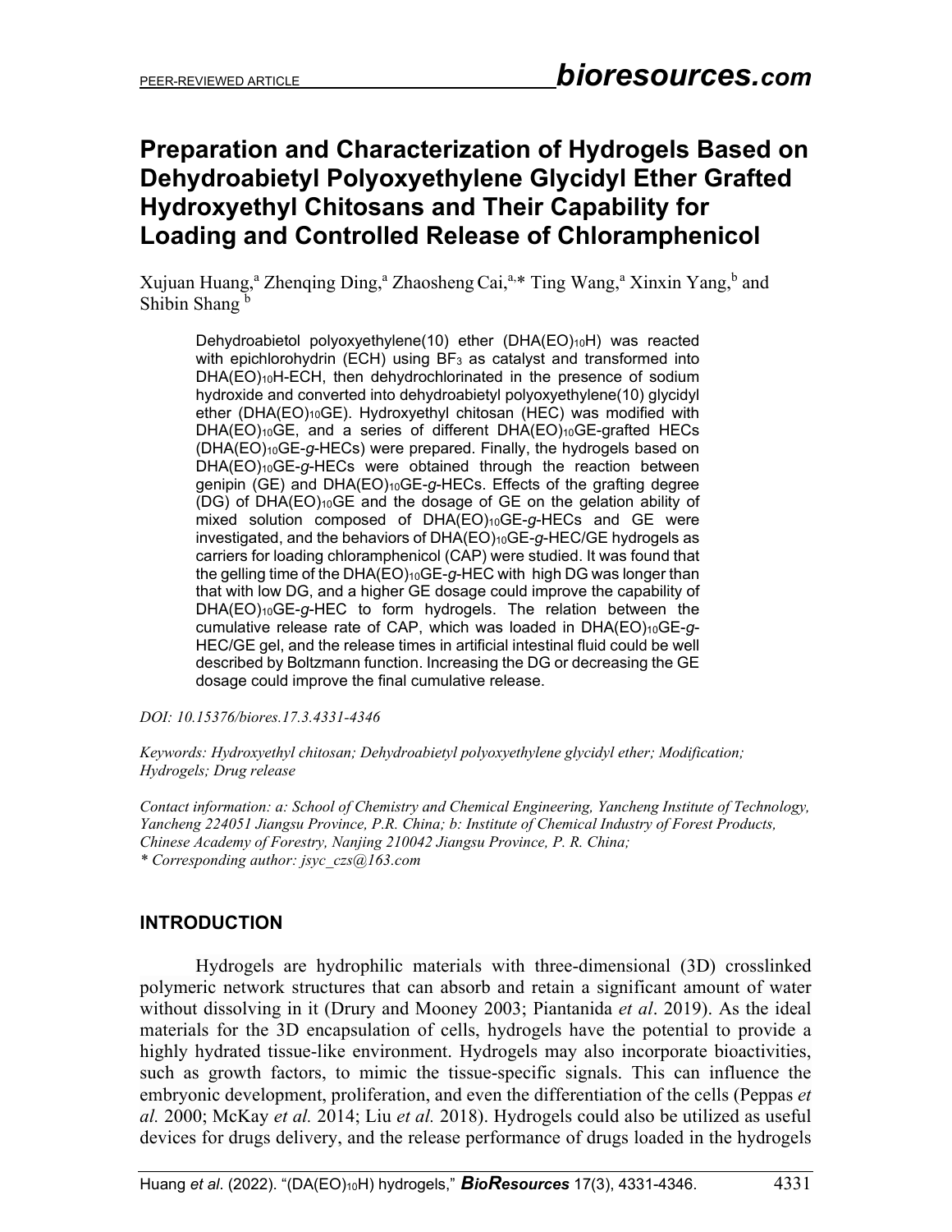PEER-REVIEWED ARTICLE

# Preparation and Characterization of Hydrogels Based on Dehydroabietyl Polyoxyethylene Glycidyl Ether Grafted Hydroxyethyl Chitosans and Their Capability for Loading and Controlled Release of Chloramphenicol

Xujuan Huang,[a] Zhenqing Ding,[a] Zhaosheng Cai,[a,*] Ting Wang,[a] Xinxin Yang,[b] and Shibin Shang[b]

Dehydroabietol polyoxyethylene(10) ether ($DHA(EO)_{10}H$) was reacted with epichlorohydrin (ECH) using $BF_3$ as catalyst and transformed into $DHA(EO)_{10}H$-ECH, then dehydrochlorinated in the presence of sodium hydroxide and converted into dehydroabietyl polyoxyethylene(10) glycidyl ether ($DHA(EO)_{10}GE$). Hydroxyethyl chitosan (HEC) was modified with $DHA(EO)_{10}GE$, and a series of different $DHA(EO)_{10}GE$-grafted HECs ($DHA(EO)_{10}GE$-*g*-HECs) were prepared. Finally, the hydrogels based on $DHA(EO)_{10}GE$-*g*-HECs were obtained through the reaction between genipin (GE) and $DHA(EO)_{10}GE$-*g*-HECs. Effects of the grafting degree (DG) of $DHA(EO)_{10}GE$ and the dosage of GE on the gelation ability of mixed solution composed of $DHA(EO)_{10}GE$-*g*-HECs and GE were investigated, and the behaviors of $DHA(EO)_{10}GE$-*g*-HEC/GE hydrogels as carriers for loading chloramphenicol (CAP) were studied. It was found that the gelling time of the $DHA(EO)_{10}GE$-*g*-HEC with high DG was longer than that with low DG, and a higher GE dosage could improve the capability of $DHA(EO)_{10}GE$-*g*-HEC to form hydrogels. The relation between the cumulative release rate of CAP, which was loaded in $DHA(EO)_{10}GE$-*g*-HEC/GE gel, and the release times in artificial intestinal fluid could be well described by Boltzmann function. Increasing the DG or decreasing the GE dosage could improve the final cumulative release.

*DOI: 10.15376/biores.17.3.4331-4346*

*Keywords: Hydroxyethyl chitosan; Dehydroabietyl polyoxyethylene glycidyl ether; Modification; Hydrogels; Drug release*

*Contact information: a: School of Chemistry and Chemical Engineering, Yancheng Institute of Technology, Yancheng 224051 Jiangsu Province, P.R. China; b: Institute of Chemical Industry of Forest Products, Chinese Academy of Forestry, Nanjing 210042 Jiangsu Province, P. R. China;*
*\* Corresponding author: jsyc_czs@163.com*

## INTRODUCTION

Hydrogels are hydrophilic materials with three-dimensional (3D) crosslinked polymeric network structures that can absorb and retain a significant amount of water without dissolving in it (Drury and Mooney 2003; Piantanida *et al*. 2019). As the ideal materials for the 3D encapsulation of cells, hydrogels have the potential to provide a highly hydrated tissue-like environment. Hydrogels may also incorporate bioactivities, such as growth factors, to mimic the tissue-specific signals. This can influence the embryonic development, proliferation, and even the differentiation of the cells (Peppas *et al.* 2000; McKay *et al.* 2014; Liu *et al.* 2018). Hydrogels could also be utilized as useful devices for drugs delivery, and the release performance of drugs loaded in the hydrogels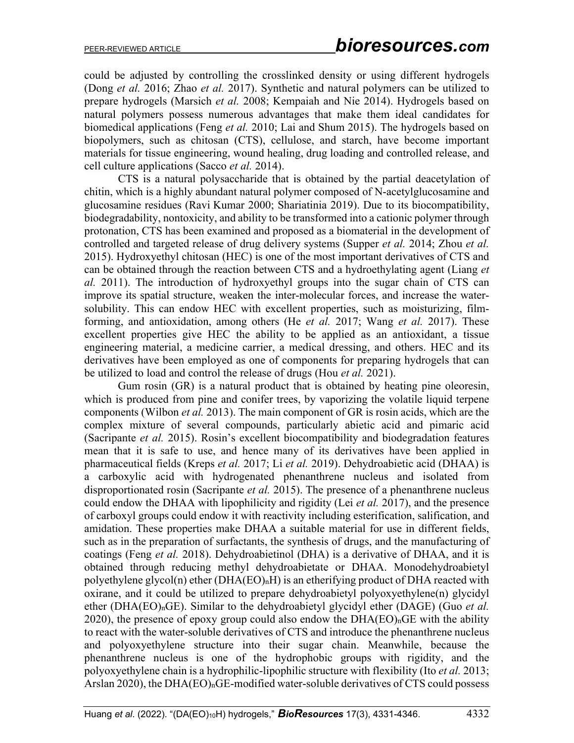could be adjusted by controlling the crosslinked density or using different hydrogels (Dong *et al.* 2016; Zhao *et al.* 2017). Synthetic and natural polymers can be utilized to prepare hydrogels (Marsich *et al.* 2008; Kempaiah and Nie 2014). Hydrogels based on natural polymers possess numerous advantages that make them ideal candidates for biomedical applications (Feng *et al.* 2010; Lai and Shum 2015). The hydrogels based on biopolymers, such as chitosan (CTS), cellulose, and starch, have become important materials for tissue engineering, wound healing, drug loading and controlled release, and cell culture applications (Sacco *et al.* 2014).

CTS is a natural polysaccharide that is obtained by the partial deacetylation of chitin, which is a highly abundant natural polymer composed of N-acetylglucosamine and glucosamine residues (Ravi Kumar 2000; Shariatinia 2019). Due to its biocompatibility, biodegradability, nontoxicity, and ability to be transformed into a cationic polymer through protonation, CTS has been examined and proposed as a biomaterial in the development of controlled and targeted release of drug delivery systems (Supper *et al.* 2014; Zhou *et al.* 2015). Hydroxyethyl chitosan (HEC) is one of the most important derivatives of CTS and can be obtained through the reaction between CTS and a hydroethylating agent (Liang *et al.* 2011). The introduction of hydroxyethyl groups into the sugar chain of CTS can improve its spatial structure, weaken the inter-molecular forces, and increase the water-solubility. This can endow HEC with excellent properties, such as moisturizing, film-forming, and antioxidation, among others (He *et al.* 2017; Wang *et al.* 2017). These excellent properties give HEC the ability to be applied as an antioxidant, a tissue engineering material, a medicine carrier, a medical dressing, and others. HEC and its derivatives have been employed as one of components for preparing hydrogels that can be utilized to load and control the release of drugs (Hou *et al.* 2021).

Gum rosin (GR) is a natural product that is obtained by heating pine oleoresin, which is produced from pine and conifer trees, by vaporizing the volatile liquid terpene components (Wilbon *et al.* 2013). The main component of GR is rosin acids, which are the complex mixture of several compounds, particularly abietic acid and pimaric acid (Sacripante *et al.* 2015). Rosin's excellent biocompatibility and biodegradation features mean that it is safe to use, and hence many of its derivatives have been applied in pharmaceutical fields (Kreps *et al.* 2017; Li *et al.* 2019). Dehydroabietic acid (DHAA) is a carboxylic acid with hydrogenated phenanthrene nucleus and isolated from disproportionated rosin (Sacripante *et al.* 2015). The presence of a phenanthrene nucleus could endow the DHAA with lipophilicity and rigidity (Lei *et al.* 2017), and the presence of carboxyl groups could endow it with reactivity including esterification, salification, and amidation. These properties make DHAA a suitable material for use in different fields, such as in the preparation of surfactants, the synthesis of drugs, and the manufacturing of coatings (Feng *et al.* 2018). Dehydroabietinol (DHA) is a derivative of DHAA, and it is obtained through reducing methyl dehydroabietate or DHAA. Monodehydroabietyl polyethylene glycol(n) ether ($DHA(EO)_nH$) is an etherifying product of DHA reacted with oxirane, and it could be utilized to prepare dehydroabietyl polyoxyethylene(n) glycidyl ether ($DHA(EO)_nGE$). Similar to the dehydroabietyl glycidyl ether (DAGE) (Guo *et al.* 2020), the presence of epoxy group could also endow the $DHA(EO)_nGE$ with the ability to react with the water-soluble derivatives of CTS and introduce the phenanthrene nucleus and polyoxyethylene structure into their sugar chain. Meanwhile, because the phenanthrene nucleus is one of the hydrophobic groups with rigidity, and the polyoxyethylene chain is a hydrophilic-lipophilic structure with flexibility (Ito *et al.* 2013; Arslan 2020), the $DHA(EO)_nGE$-modified water-soluble derivatives of CTS could possess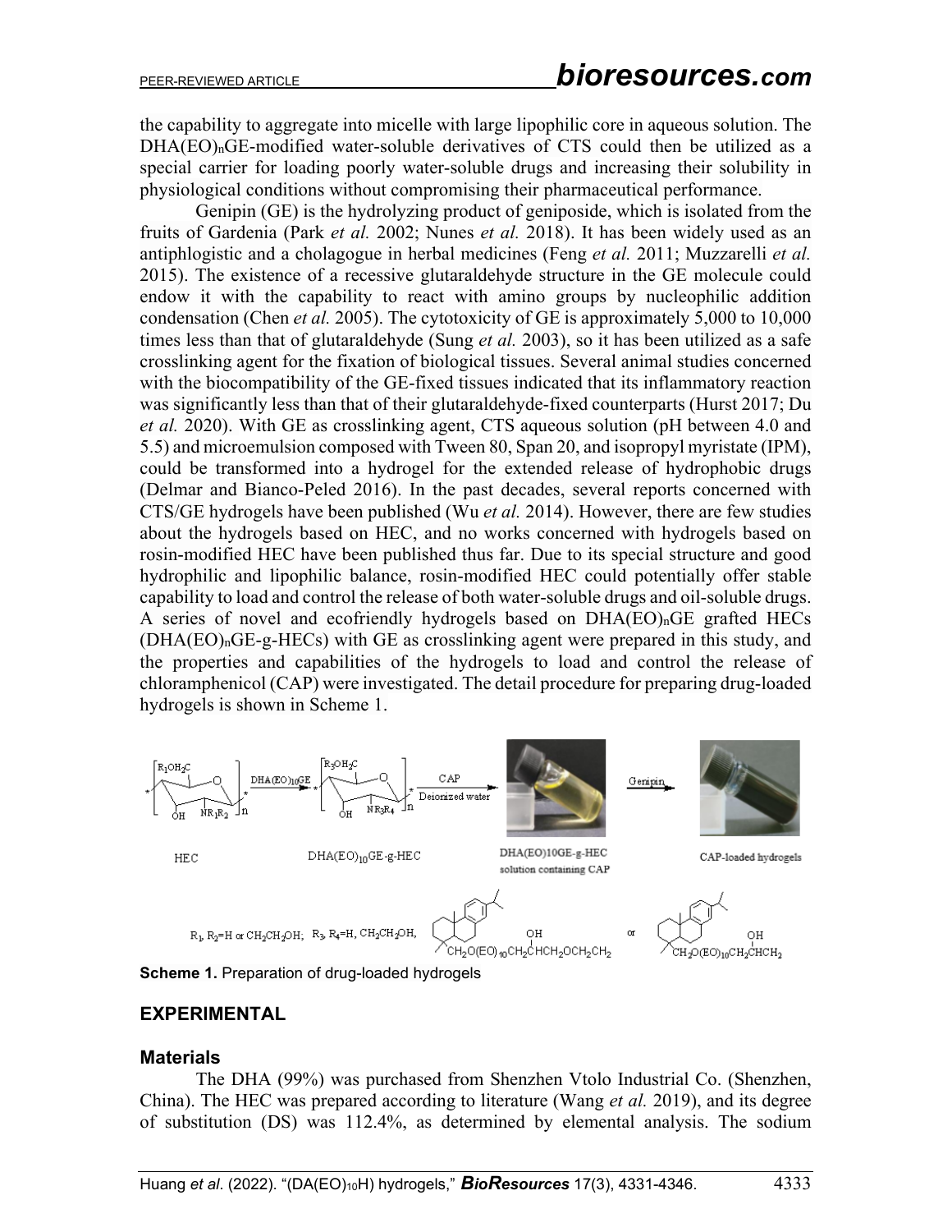the capability to aggregate into micelle with large lipophilic core in aqueous solution. The $DHA(EO)_nGE$-modified water-soluble derivatives of CTS could then be utilized as a special carrier for loading poorly water-soluble drugs and increasing their solubility in physiological conditions without compromising their pharmaceutical performance.

Genipin (GE) is the hydrolyzing product of geniposide, which is isolated from the fruits of Gardenia (Park *et al.* 2002; Nunes *et al.* 2018). It has been widely used as an antiphlogistic and a cholagogue in herbal medicines (Feng *et al.* 2011; Muzzarelli *et al.* 2015). The existence of a recessive glutaraldehyde structure in the GE molecule could endow it with the capability to react with amino groups by nucleophilic addition condensation (Chen *et al.* 2005). The cytotoxicity of GE is approximately 5,000 to 10,000 times less than that of glutaraldehyde (Sung *et al.* 2003), so it has been utilized as a safe crosslinking agent for the fixation of biological tissues. Several animal studies concerned with the biocompatibility of the GE-fixed tissues indicated that its inflammatory reaction was significantly less than that of their glutaraldehyde-fixed counterparts (Hurst 2017; Du *et al.* 2020). With GE as crosslinking agent, CTS aqueous solution (pH between 4.0 and 5.5) and microemulsion composed with Tween 80, Span 20, and isopropyl myristate (IPM), could be transformed into a hydrogel for the extended release of hydrophobic drugs (Delmar and Bianco-Peled 2016). In the past decades, several reports concerned with CTS/GE hydrogels have been published (Wu *et al.* 2014). However, there are few studies about the hydrogels based on HEC, and no works concerned with hydrogels based on rosin-modified HEC have been published thus far. Due to its special structure and good hydrophilic and lipophilic balance, rosin-modified HEC could potentially offer stable capability to load and control the release of both water-soluble drugs and oil-soluble drugs. A series of novel and ecofriendly hydrogels based on $DHA(EO)_nGE$ grafted HECs ($DHA(EO)_nGE$-g-HECs) with GE as crosslinking agent were prepared in this study, and the properties and capabilities of the hydrogels to load and control the release of chloramphenicol (CAP) were investigated. The detail procedure for preparing drug-loaded hydrogels is shown in Scheme 1.

**Scheme 1.** Preparation of drug-loaded hydrogels

## EXPERIMENTAL

### Materials

The DHA (99%) was purchased from Shenzhen Vtolo Industrial Co. (Shenzhen, China). The HEC was prepared according to literature (Wang *et al.* 2019), and its degree of substitution (DS) was 112.4%, as determined by elemental analysis. The sodium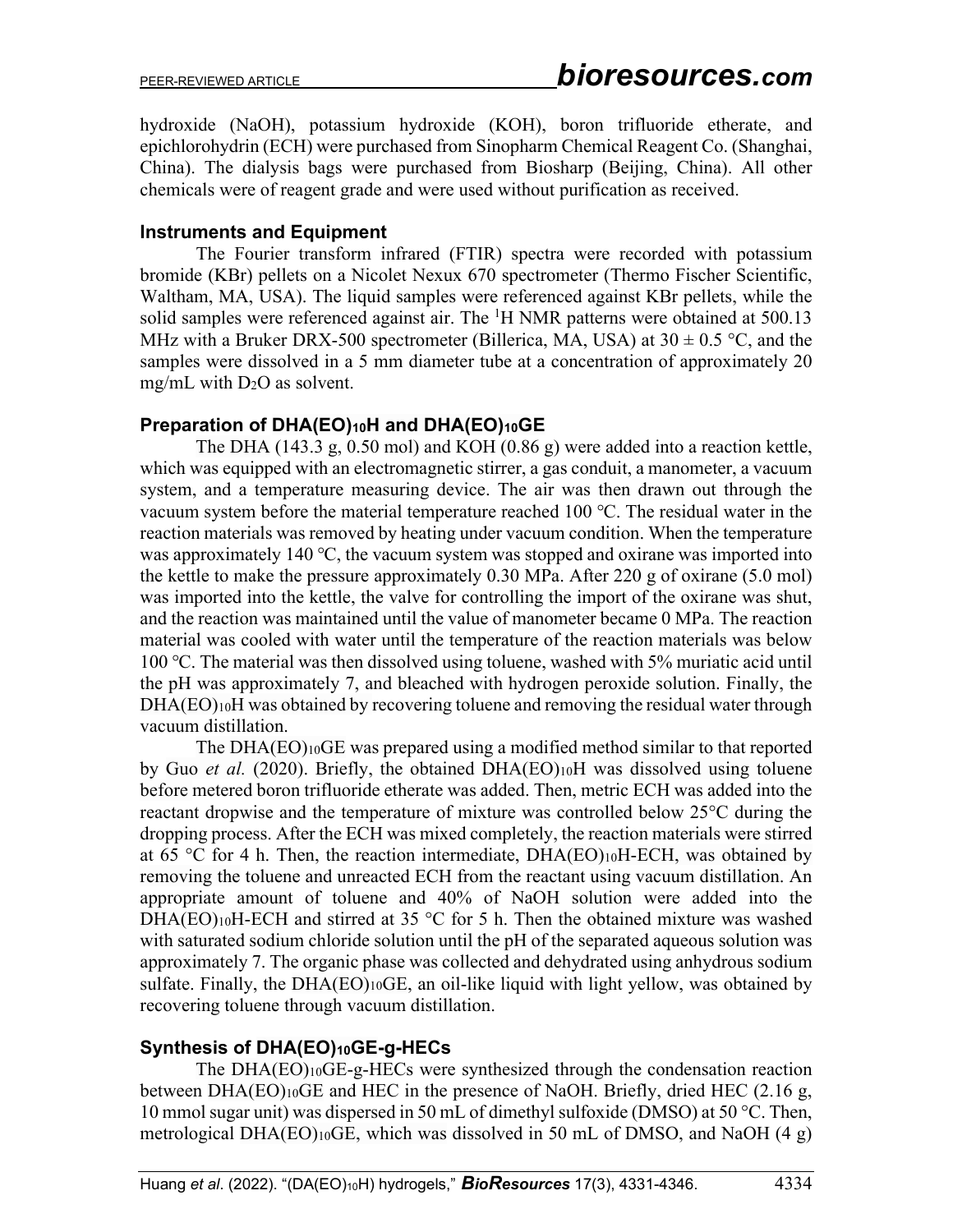hydroxide (NaOH), potassium hydroxide (KOH), boron trifluoride etherate, and epichlorohydrin (ECH) were purchased from Sinopharm Chemical Reagent Co. (Shanghai, China). The dialysis bags were purchased from Biosharp (Beijing, China). All other chemicals were of reagent grade and were used without purification as received.

### Instruments and Equipment

The Fourier transform infrared (FTIR) spectra were recorded with potassium bromide (KBr) pellets on a Nicolet Nexux 670 spectrometer (Thermo Fischer Scientific, Waltham, MA, USA). The liquid samples were referenced against KBr pellets, while the solid samples were referenced against air. The $^{1}$H NMR patterns were obtained at 500.13 MHz with a Bruker DRX-500 spectrometer (Billerica, MA, USA) at 30 ± 0.5 °C, and the samples were dissolved in a 5 mm diameter tube at a concentration of approximately 20 mg/mL with $D_2O$ as solvent.

### Preparation of DHA(EO)$_{10}$H and DHA(EO)$_{10}$GE

The DHA (143.3 g, 0.50 mol) and KOH (0.86 g) were added into a reaction kettle, which was equipped with an electromagnetic stirrer, a gas conduit, a manometer, a vacuum system, and a temperature measuring device. The air was then drawn out through the vacuum system before the material temperature reached 100 ℃. The residual water in the reaction materials was removed by heating under vacuum condition. When the temperature was approximately 140 ℃, the vacuum system was stopped and oxirane was imported into the kettle to make the pressure approximately 0.30 MPa. After 220 g of oxirane (5.0 mol) was imported into the kettle, the valve for controlling the import of the oxirane was shut, and the reaction was maintained until the value of manometer became 0 MPa. The reaction material was cooled with water until the temperature of the reaction materials was below 100 ℃. The material was then dissolved using toluene, washed with 5% muriatic acid until the pH was approximately 7, and bleached with hydrogen peroxide solution. Finally, the DHA(EO)$_{10}$H was obtained by recovering toluene and removing the residual water through vacuum distillation.

The DHA(EO)$_{10}$GE was prepared using a modified method similar to that reported by Guo *et al.* (2020). Briefly, the obtained DHA(EO)$_{10}$H was dissolved using toluene before metered boron trifluoride etherate was added. Then, metric ECH was added into the reactant dropwise and the temperature of mixture was controlled below 25°C during the dropping process. After the ECH was mixed completely, the reaction materials were stirred at 65 °C for 4 h. Then, the reaction intermediate, DHA(EO)$_{10}$H-ECH, was obtained by removing the toluene and unreacted ECH from the reactant using vacuum distillation. An appropriate amount of toluene and 40% of NaOH solution were added into the DHA(EO)$_{10}$H-ECH and stirred at 35 °C for 5 h. Then the obtained mixture was washed with saturated sodium chloride solution until the pH of the separated aqueous solution was approximately 7. The organic phase was collected and dehydrated using anhydrous sodium sulfate. Finally, the DHA(EO)$_{10}$GE, an oil-like liquid with light yellow, was obtained by recovering toluene through vacuum distillation.

### Synthesis of DHA(EO)$_{10}$GE-g-HECs

The DHA(EO)$_{10}$GE-g-HECs were synthesized through the condensation reaction between DHA(EO)$_{10}$GE and HEC in the presence of NaOH. Briefly, dried HEC (2.16 g, 10 mmol sugar unit) was dispersed in 50 mL of dimethyl sulfoxide (DMSO) at 50 °C. Then, metrological DHA(EO)$_{10}$GE, which was dissolved in 50 mL of DMSO, and NaOH (4 g)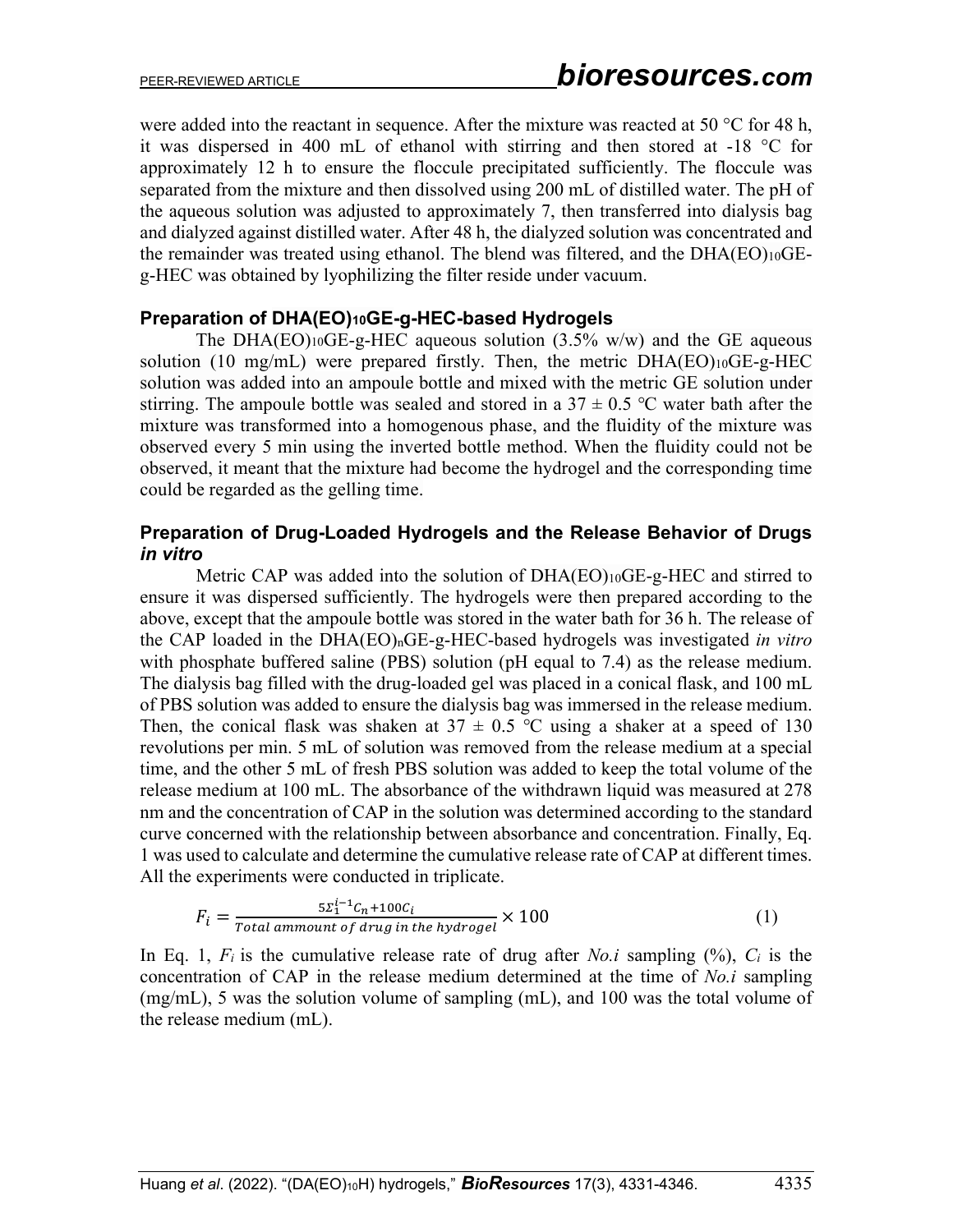were added into the reactant in sequence. After the mixture was reacted at 50 °C for 48 h, it was dispersed in 400 mL of ethanol with stirring and then stored at -18 °C for approximately 12 h to ensure the floccule precipitated sufficiently. The floccule was separated from the mixture and then dissolved using 200 mL of distilled water. The pH of the aqueous solution was adjusted to approximately 7, then transferred into dialysis bag and dialyzed against distilled water. After 48 h, the dialyzed solution was concentrated and the remainder was treated using ethanol. The blend was filtered, and the $DHA(EO)_{10}GE$-g-HEC was obtained by lyophilizing the filter reside under vacuum.

### Preparation of $DHA(EO)_{10}GE$-g-HEC-based Hydrogels

The $DHA(EO)_{10}GE$-g-HEC aqueous solution (3.5% w/w) and the GE aqueous solution (10 mg/mL) were prepared firstly. Then, the metric $DHA(EO)_{10}GE$-g-HEC solution was added into an ampoule bottle and mixed with the metric GE solution under stirring. The ampoule bottle was sealed and stored in a 37 ± 0.5 ℃ water bath after the mixture was transformed into a homogenous phase, and the fluidity of the mixture was observed every 5 min using the inverted bottle method. When the fluidity could not be observed, it meant that the mixture had become the hydrogel and the corresponding time could be regarded as the gelling time.

### Preparation of Drug-Loaded Hydrogels and the Release Behavior of Drugs *in vitro*

Metric CAP was added into the solution of $DHA(EO)_{10}GE$-g-HEC and stirred to ensure it was dispersed sufficiently. The hydrogels were then prepared according to the above, except that the ampoule bottle was stored in the water bath for 36 h. The release of the CAP loaded in the $DHA(EO)_nGE$-g-HEC-based hydrogels was investigated *in vitro* with phosphate buffered saline (PBS) solution (pH equal to 7.4) as the release medium. The dialysis bag filled with the drug-loaded gel was placed in a conical flask, and 100 mL of PBS solution was added to ensure the dialysis bag was immersed in the release medium. Then, the conical flask was shaken at 37 ± 0.5 ℃ using a shaker at a speed of 130 revolutions per min. 5 mL of solution was removed from the release medium at a special time, and the other 5 mL of fresh PBS solution was added to keep the total volume of the release medium at 100 mL. The absorbance of the withdrawn liquid was measured at 278 nm and the concentration of CAP in the solution was determined according to the standard curve concerned with the relationship between absorbance and concentration. Finally, Eq. 1 was used to calculate and determine the cumulative release rate of CAP at different times. All the experiments were conducted in triplicate.

$$F_i = \frac{5\Sigma_1^{i-1}C_n + 100C_i}{Total\ ammount\ of\ drug\ in\ the\ hydrogel} \times 100 \tag{1}$$

In Eq. 1, $F_i$ is the cumulative release rate of drug after *No.i* sampling (%), $C_i$ is the concentration of CAP in the release medium determined at the time of *No.i* sampling (mg/mL), 5 was the solution volume of sampling (mL), and 100 was the total volume of the release medium (mL).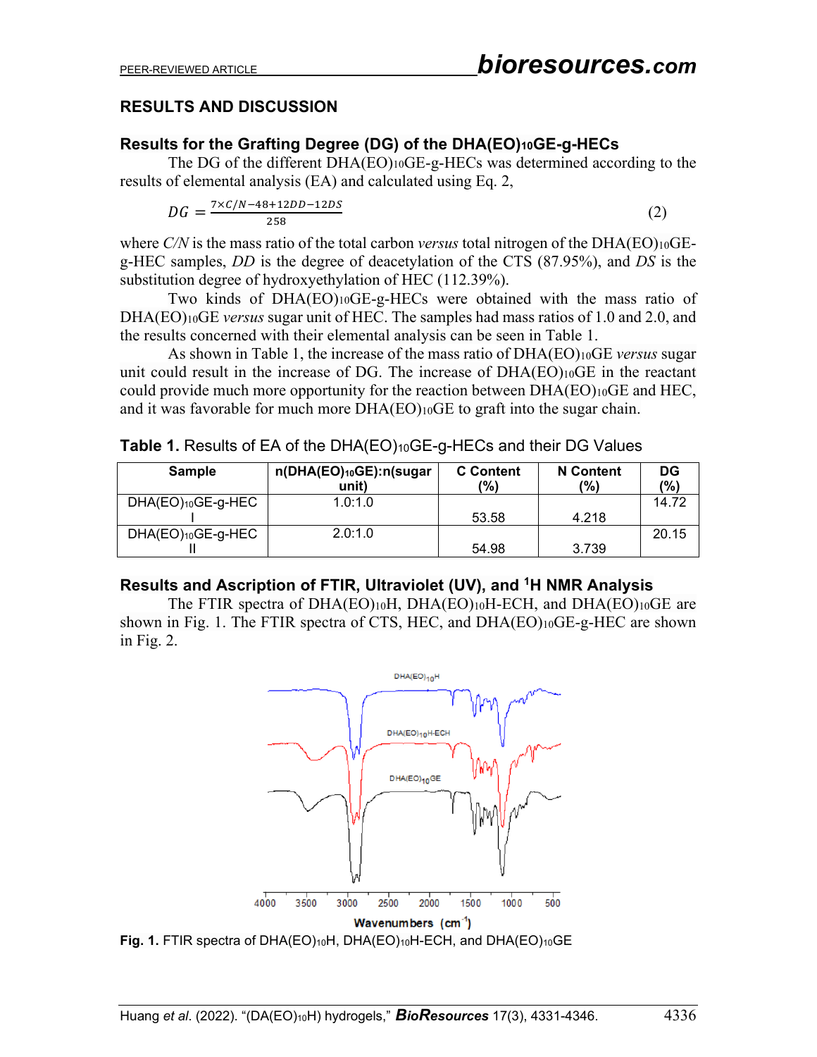## RESULTS AND DISCUSSION

### Results for the Grafting Degree (DG) of the $DHA(EO)_{10}GE$-g-HECs

The DG of the different $DHA(EO)_{10}GE$-g-HECs was determined according to the results of elemental analysis (EA) and calculated using Eq. 2,

$$DG = \frac{7 \times C/N - 48 + 12DD - 12DS}{258} \quad (2)$$

where *C/N* is the mass ratio of the total carbon *versus* total nitrogen of the $DHA(EO)_{10}GE$-g-HEC samples, *DD* is the degree of deacetylation of the CTS (87.95%), and *DS* is the substitution degree of hydroxyethylation of HEC (112.39%).

Two kinds of $DHA(EO)_{10}GE$-g-HECs were obtained with the mass ratio of $DHA(EO)_{10}GE$ *versus* sugar unit of HEC. The samples had mass ratios of 1.0 and 2.0, and the results concerned with their elemental analysis can be seen in Table 1.

As shown in Table 1, the increase of the mass ratio of $DHA(EO)_{10}GE$ *versus* sugar unit could result in the increase of DG. The increase of $DHA(EO)_{10}GE$ in the reactant could provide much more opportunity for the reaction between $DHA(EO)_{10}GE$ and HEC, and it was favorable for much more $DHA(EO)_{10}GE$ to graft into the sugar chain.

**Table 1.** Results of EA of the $DHA(EO)_{10}GE$-g-HECs and their DG Values

| Sample | n($DHA(EO)_{10}GE$):n(sugar unit) | C Content (%) | N Content (%) | DG (%) |
|---|---|---|---|---|
| $DHA(EO)_{10}GE$-g-HEC I | 1.0:1.0 | 53.58 | 4.218 | 14.72 |
| $DHA(EO)_{10}GE$-g-HEC II | 2.0:1.0 | 54.98 | 3.739 | 20.15 |

### Results and Ascription of FTIR, Ultraviolet (UV), and $^1$H NMR Analysis

The FTIR spectra of $DHA(EO)_{10}H$, $DHA(EO)_{10}H$-ECH, and $DHA(EO)_{10}GE$ are shown in Fig. 1. The FTIR spectra of CTS, HEC, and $DHA(EO)_{10}GE$-g-HEC are shown in Fig. 2.

**Fig. 1.** FTIR spectra of $DHA(EO)_{10}H$, $DHA(EO)_{10}H$-ECH, and $DHA(EO)_{10}GE$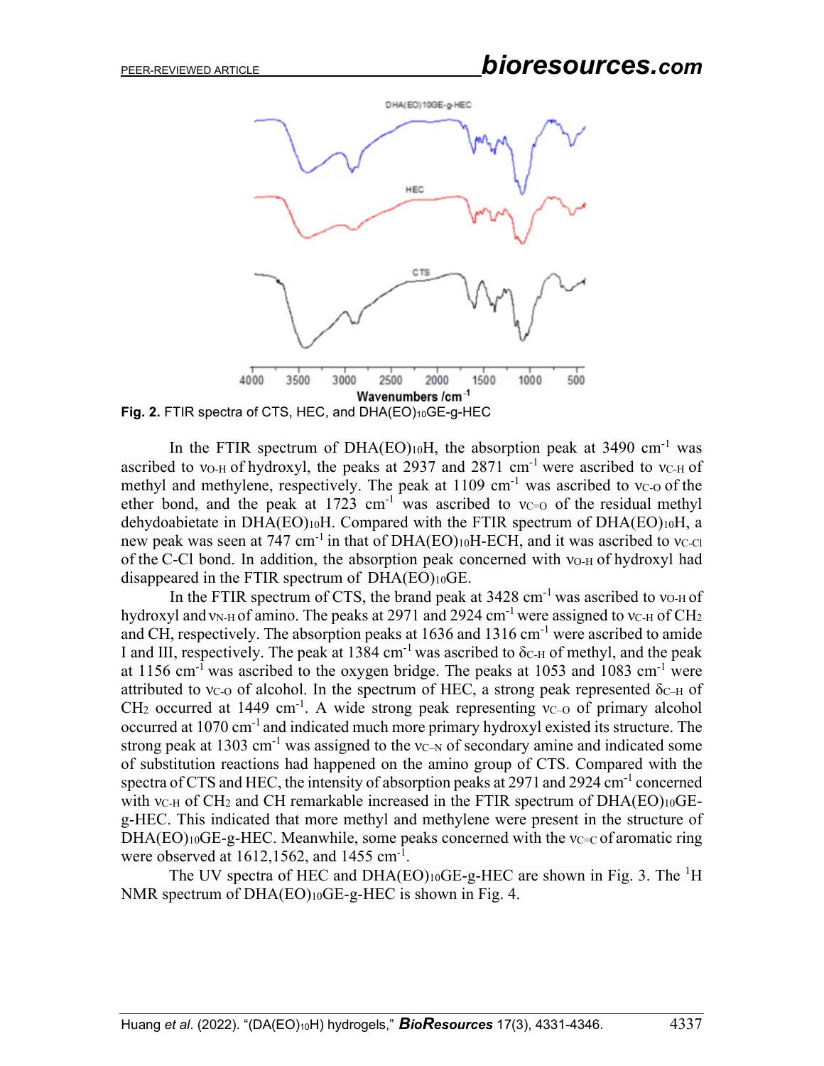**Fig. 2.** FTIR spectra of CTS, HEC, and $DHA(EO)_{10}GE$-g-HEC

In the FTIR spectrum of $DHA(EO)_{10}H$, the absorption peak at 3490 $cm^{-1}$ was ascribed to $\nu_{O\text{-}H}$ of hydroxyl, the peaks at 2937 and 2871 $cm^{-1}$ were ascribed to $\nu_{C\text{-}H}$ of methyl and methylene, respectively. The peak at 1109 $cm^{-1}$ was ascribed to $\nu_{C\text{-}O}$ of the ether bond, and the peak at 1723 $cm^{-1}$ was ascribed to $\nu_{C=O}$ of the residual methyl dehydoabietate in $DHA(EO)_{10}H$. Compared with the FTIR spectrum of $DHA(EO)_{10}H$, a new peak was seen at 747 $cm^{-1}$ in that of $DHA(EO)_{10}H$-ECH, and it was ascribed to $\nu_{C\text{-}Cl}$ of the C-Cl bond. In addition, the absorption peak concerned with $\nu_{O\text{-}H}$ of hydroxyl had disappeared in the FTIR spectrum of $DHA(EO)_{10}GE$.

In the FTIR spectrum of CTS, the brand peak at 3428 $cm^{-1}$ was ascribed to $\nu_{O\text{-}H}$ of hydroxyl and $\nu_{N\text{-}H}$ of amino. The peaks at 2971 and 2924 $cm^{-1}$ were assigned to $\nu_{C\text{-}H}$ of $CH_2$ and CH, respectively. The absorption peaks at 1636 and 1316 $cm^{-1}$ were ascribed to amide I and III, respectively. The peak at 1384 $cm^{-1}$ was ascribed to $\delta_{C\text{-}H}$ of methyl, and the peak at 1156 $cm^{-1}$ was ascribed to the oxygen bridge. The peaks at 1053 and 1083 $cm^{-1}$ were attributed to $\nu_{C\text{-}O}$ of alcohol. In the spectrum of HEC, a strong peak represented $\delta_{C\text{–}H}$ of $CH_2$ occurred at 1449 $cm^{-1}$. A wide strong peak representing $\nu_{C\text{–}O}$ of primary alcohol occurred at 1070 $cm^{-1}$ and indicated much more primary hydroxyl existed its structure. The strong peak at 1303 $cm^{-1}$ was assigned to the $\nu_{C\text{–}N}$ of secondary amine and indicated some of substitution reactions had happened on the amino group of CTS. Compared with the spectra of CTS and HEC, the intensity of absorption peaks at 2971 and 2924 $cm^{-1}$ concerned with $\nu_{C\text{-}H}$ of $CH_2$ and CH remarkable increased in the FTIR spectrum of $DHA(EO)_{10}GE$-g-HEC. This indicated that more methyl and methylene were present in the structure of $DHA(EO)_{10}GE$-g-HEC. Meanwhile, some peaks concerned with the $\nu_{C=C}$ of aromatic ring were observed at 1612,1562, and 1455 $cm^{-1}$.

The UV spectra of HEC and $DHA(EO)_{10}GE$-g-HEC are shown in Fig. 3. The $^{1}H$ NMR spectrum of $DHA(EO)_{10}GE$-g-HEC is shown in Fig. 4.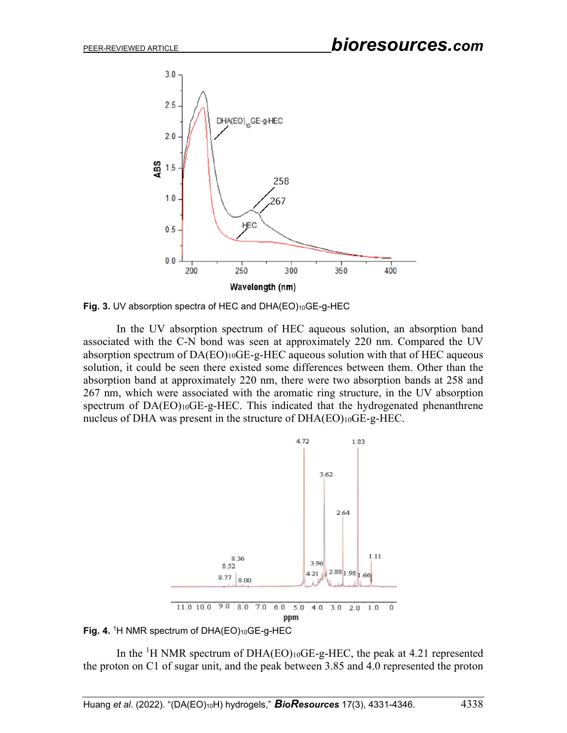Fig. 3. UV absorption spectra of HEC and $DHA(EO)_{10}GE$-g-HEC

In the UV absorption spectrum of HEC aqueous solution, an absorption band associated with the C-N bond was seen at approximately 220 nm. Compared the UV absorption spectrum of $DA(EO)_{10}GE$-g-HEC aqueous solution with that of HEC aqueous solution, it could be seen there existed some differences between them. Other than the absorption band at approximately 220 nm, there were two absorption bands at 258 and 267 nm, which were associated with the aromatic ring structure, in the UV absorption spectrum of $DA(EO)_{10}GE$-g-HEC. This indicated that the hydrogenated phenanthrene nucleus of DHA was present in the structure of $DHA(EO)_{10}GE$-g-HEC.

Fig. 4. $^{1}H$ NMR spectrum of $DHA(EO)_{10}GE$-g-HEC

In the $^{1}H$ NMR spectrum of $DHA(EO)_{10}GE$-g-HEC, the peak at 4.21 represented the proton on C1 of sugar unit, and the peak between 3.85 and 4.0 represented the proton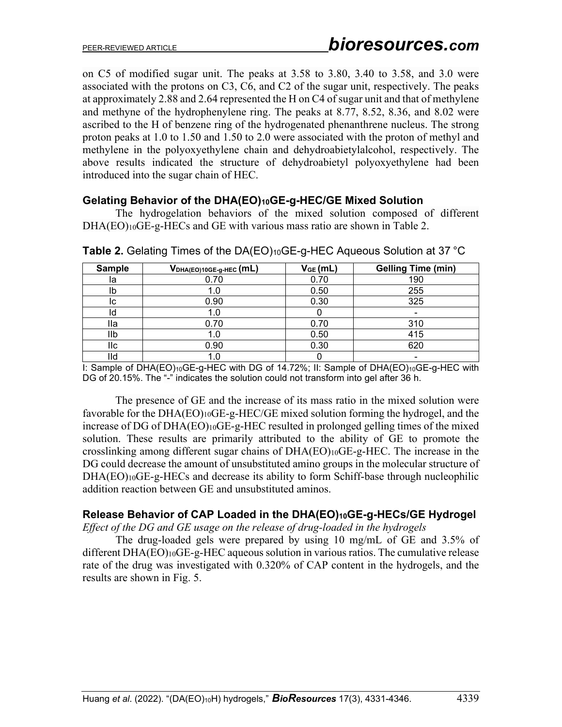on C5 of modified sugar unit. The peaks at 3.58 to 3.80, 3.40 to 3.58, and 3.0 were associated with the protons on C3, C6, and C2 of the sugar unit, respectively. The peaks at approximately 2.88 and 2.64 represented the H on C4 of sugar unit and that of methylene and methyne of the hydrophenylene ring. The peaks at 8.77, 8.52, 8.36, and 8.02 were ascribed to the H of benzene ring of the hydrogenated phenanthrene nucleus. The strong proton peaks at 1.0 to 1.50 and 1.50 to 2.0 were associated with the proton of methyl and methylene in the polyoxyethylene chain and dehydroabietylalcohol, respectively. The above results indicated the structure of dehydroabietyl polyoxyethylene had been introduced into the sugar chain of HEC.

### Gelating Behavior of the DHA(EO)$_{10}$GE-g-HEC/GE Mixed Solution

The hydrogelation behaviors of the mixed solution composed of different DHA(EO)$_{10}$GE-g-HECs and GE with various mass ratio are shown in Table 2.

**Table 2.** Gelating Times of the DA(EO)$_{10}$GE-g-HEC Aqueous Solution at 37 °C

| Sample | $V_{DHA(EO)10GE\text{-}g\text{-}HEC}$ (mL) | $V_{GE}$ (mL) | Gelling Time (min) |
|---|---|---|---|
| Ia | 0.70 | 0.70 | 190 |
| Ib | 1.0 | 0.50 | 255 |
| Ic | 0.90 | 0.30 | 325 |
| Id | 1.0 | 0 | - |
| IIa | 0.70 | 0.70 | 310 |
| IIb | 1.0 | 0.50 | 415 |
| IIc | 0.90 | 0.30 | 620 |
| IId | 1.0 | 0 | - |

I: Sample of DHA(EO)$_{10}$GE-g-HEC with DG of 14.72%; II: Sample of DHA(EO)$_{10}$GE-g-HEC with DG of 20.15%. The "-" indicates the solution could not transform into gel after 36 h.

The presence of GE and the increase of its mass ratio in the mixed solution were favorable for the DHA(EO)$_{10}$GE-g-HEC/GE mixed solution forming the hydrogel, and the increase of DG of DHA(EO)$_{10}$GE-g-HEC resulted in prolonged gelling times of the mixed solution. These results are primarily attributed to the ability of GE to promote the crosslinking among different sugar chains of DHA(EO)$_{10}$GE-g-HEC. The increase in the DG could decrease the amount of unsubstituted amino groups in the molecular structure of DHA(EO)$_{10}$GE-g-HECs and decrease its ability to form Schiff-base through nucleophilic addition reaction between GE and unsubstituted aminos.

### Release Behavior of CAP Loaded in the DHA(EO)$_{10}$GE-g-HECs/GE Hydrogel

*Effect of the DG and GE usage on the release of drug-loaded in the hydrogels*

The drug-loaded gels were prepared by using 10 mg/mL of GE and 3.5% of different DHA(EO)$_{10}$GE-g-HEC aqueous solution in various ratios. The cumulative release rate of the drug was investigated with 0.320% of CAP content in the hydrogels, and the results are shown in Fig. 5.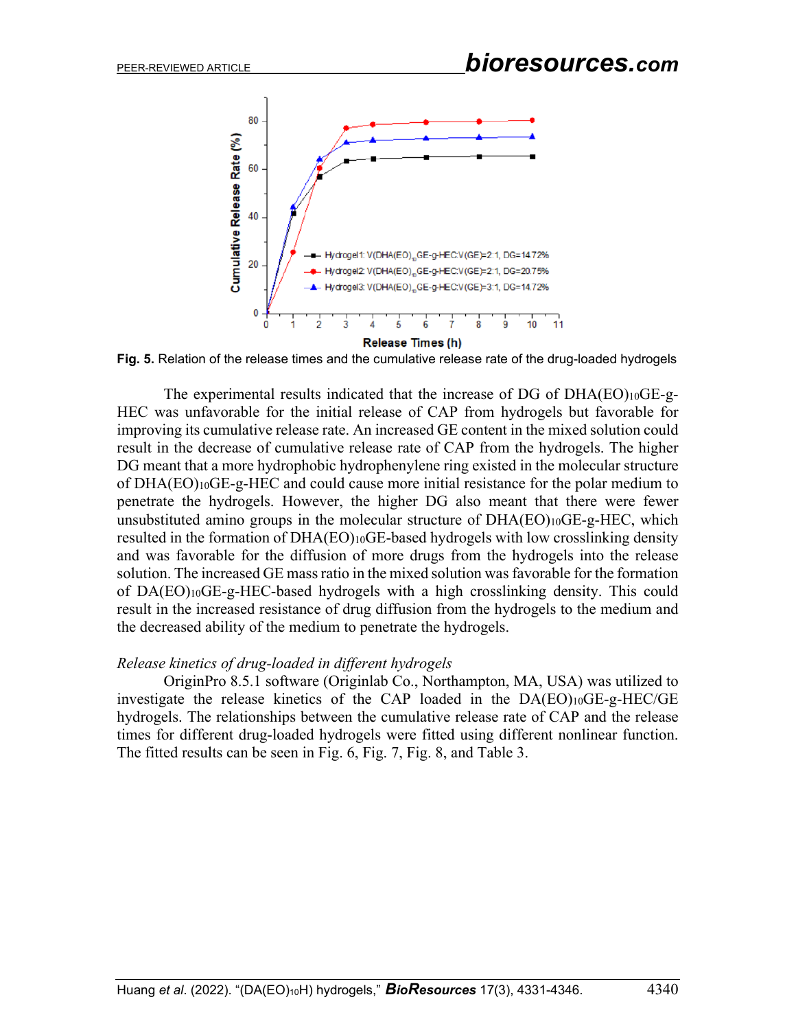**Fig. 5.** Relation of the release times and the cumulative release rate of the drug-loaded hydrogels

The experimental results indicated that the increase of DG of DHA(EO)$_{10}$GE-g-HEC was unfavorable for the initial release of CAP from hydrogels but favorable for improving its cumulative release rate. An increased GE content in the mixed solution could result in the decrease of cumulative release rate of CAP from the hydrogels. The higher DG meant that a more hydrophobic hydrophenylene ring existed in the molecular structure of DHA(EO)$_{10}$GE-g-HEC and could cause more initial resistance for the polar medium to penetrate the hydrogels. However, the higher DG also meant that there were fewer unsubstituted amino groups in the molecular structure of DHA(EO)$_{10}$GE-g-HEC, which resulted in the formation of DHA(EO)$_{10}$GE-based hydrogels with low crosslinking density and was favorable for the diffusion of more drugs from the hydrogels into the release solution. The increased GE mass ratio in the mixed solution was favorable for the formation of DA(EO)$_{10}$GE-g-HEC-based hydrogels with a high crosslinking density. This could result in the increased resistance of drug diffusion from the hydrogels to the medium and the decreased ability of the medium to penetrate the hydrogels.

*Release kinetics of drug-loaded in different hydrogels*

OriginPro 8.5.1 software (Originlab Co., Northampton, MA, USA) was utilized to investigate the release kinetics of the CAP loaded in the DA(EO)$_{10}$GE-g-HEC/GE hydrogels. The relationships between the cumulative release rate of CAP and the release times for different drug-loaded hydrogels were fitted using different nonlinear function. The fitted results can be seen in Fig. 6, Fig. 7, Fig. 8, and Table 3.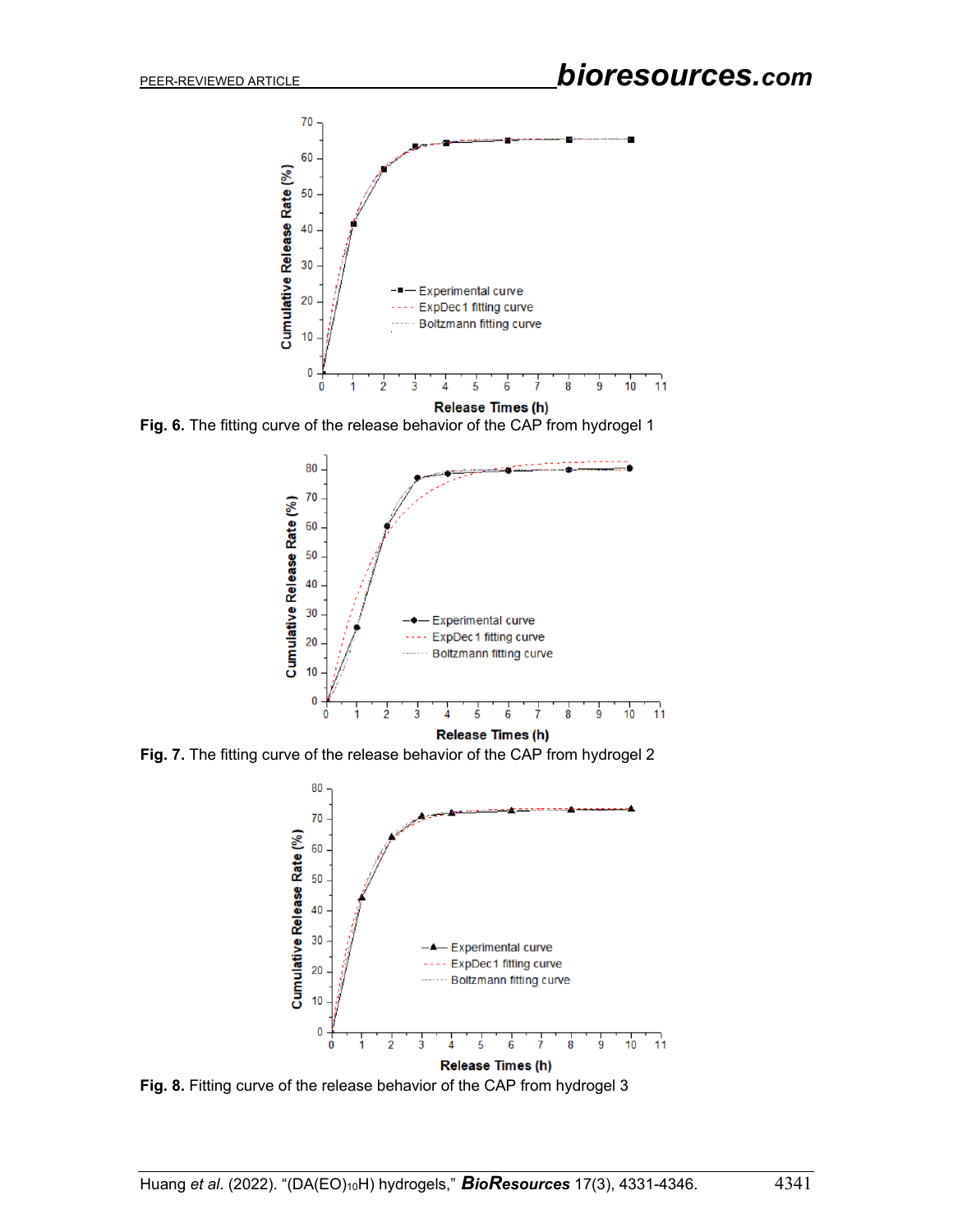Fig. 6. The fitting curve of the release behavior of the CAP from hydrogel 1

Fig. 7. The fitting curve of the release behavior of the CAP from hydrogel 2

Fig. 8. Fitting curve of the release behavior of the CAP from hydrogel 3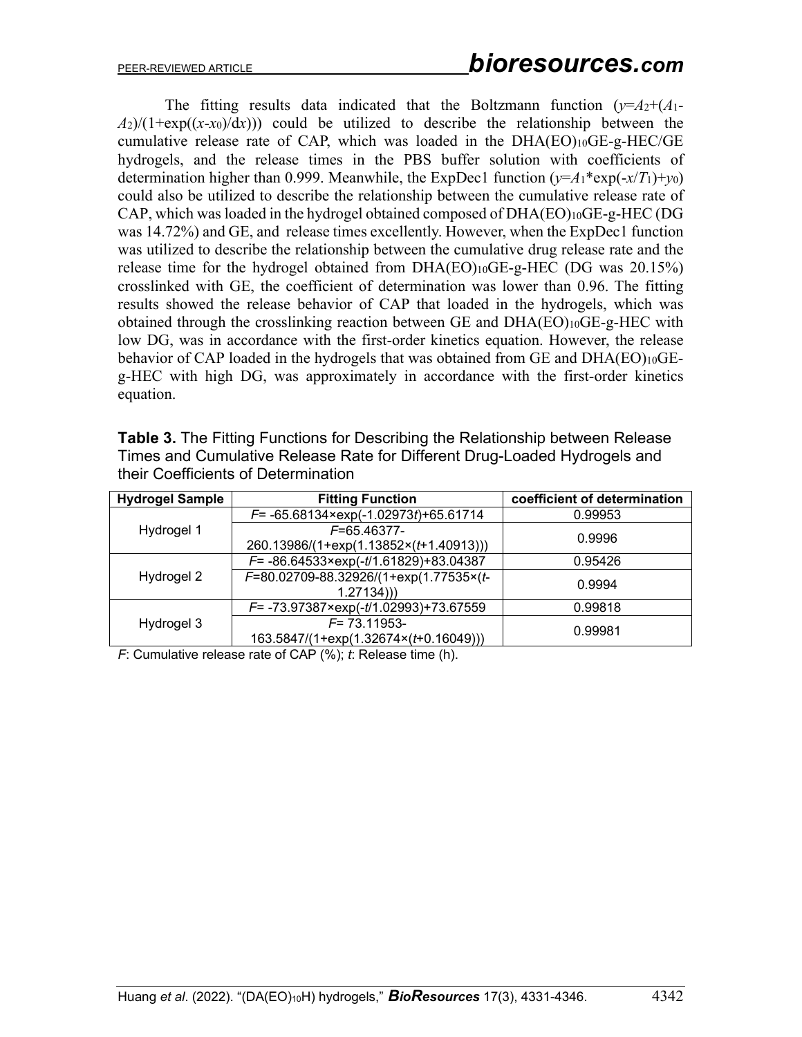The fitting results data indicated that the Boltzmann function ($y=A_2+(A_1-A_2)/(1+\exp((x-x_0)/dx))$) could be utilized to describe the relationship between the cumulative release rate of CAP, which was loaded in the DHA$(EO)_{10}$GE-g-HEC/GE hydrogels, and the release times in the PBS buffer solution with coefficients of determination higher than 0.999. Meanwhile, the ExpDec1 function ($y=A_1*\exp(-x/T_1)+y_0$) could also be utilized to describe the relationship between the cumulative release rate of CAP, which was loaded in the hydrogel obtained composed of DHA$(EO)_{10}$GE-g-HEC (DG was 14.72%) and GE, and release times excellently. However, when the ExpDec1 function was utilized to describe the relationship between the cumulative drug release rate and the release time for the hydrogel obtained from DHA$(EO)_{10}$GE-g-HEC (DG was 20.15%) crosslinked with GE, the coefficient of determination was lower than 0.96. The fitting results showed the release behavior of CAP that loaded in the hydrogels, which was obtained through the crosslinking reaction between GE and DHA$(EO)_{10}$GE-g-HEC with low DG, was in accordance with the first-order kinetics equation. However, the release behavior of CAP loaded in the hydrogels that was obtained from GE and DHA$(EO)_{10}$GE-g-HEC with high DG, was approximately in accordance with the first-order kinetics equation.

**Table 3.** The Fitting Functions for Describing the Relationship between Release Times and Cumulative Release Rate for Different Drug-Loaded Hydrogels and their Coefficients of Determination

| Hydrogel Sample | Fitting Function | coefficient of determination |
|---|---|---|
| Hydrogel 1 | $F$= -65.68134×exp(-1.02973$t$)+65.61714 | 0.99953 |
| | $F$=65.46377-260.13986/(1+exp(1.13852×($t$+1.40913))) | 0.9996 |
| Hydrogel 2 | $F$= -86.64533×exp(-$t$/1.61829)+83.04387 | 0.95426 |
| | $F$=80.02709-88.32926/(1+exp(1.77535×($t$-1.27134))) | 0.9994 |
| Hydrogel 3 | $F$= -73.97387×exp(-$t$/1.02993)+73.67559 | 0.99818 |
| | $F$= 73.11953-163.5847/(1+exp(1.32674×($t$+0.16049))) | 0.99981 |

$F$: Cumulative release rate of CAP (%); $t$: Release time (h).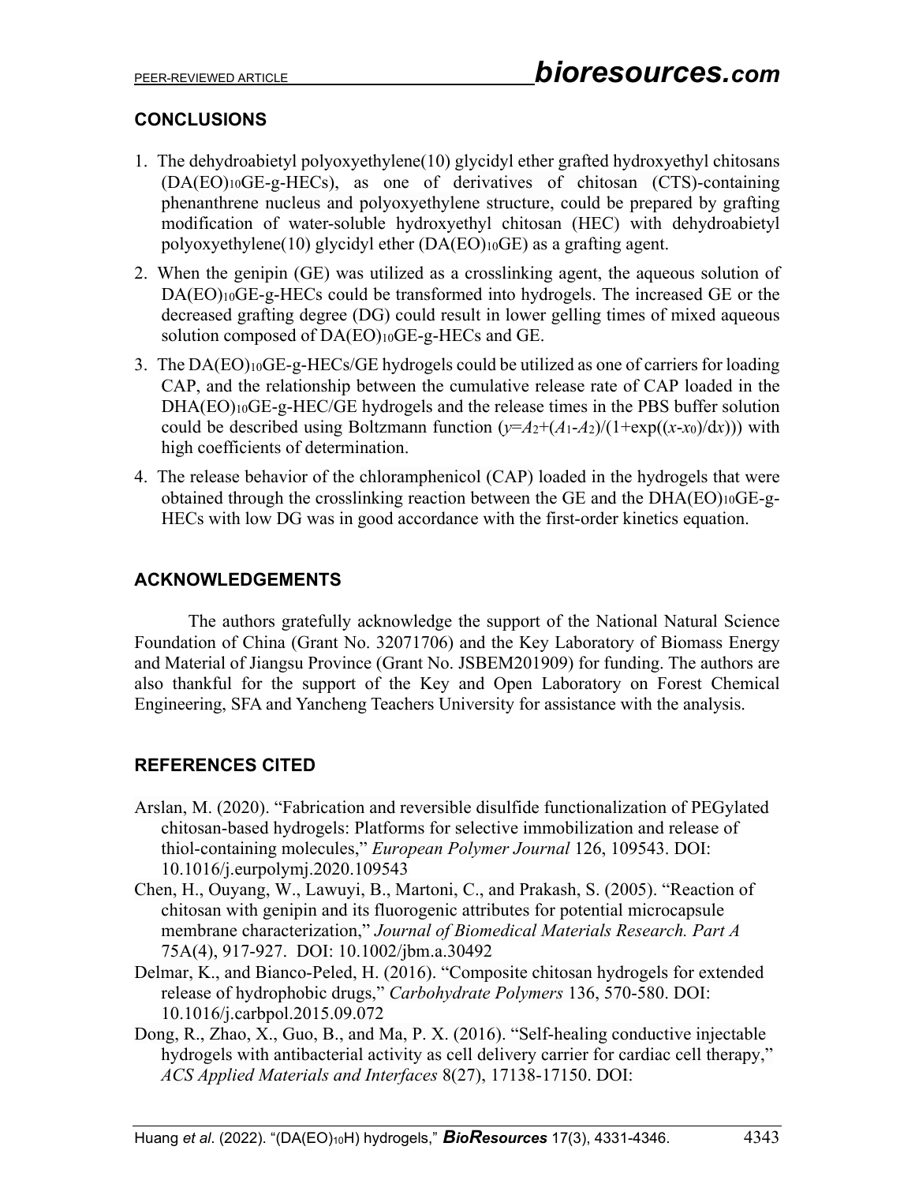## CONCLUSIONS

1. The dehydroabietyl polyoxyethylene(10) glycidyl ether grafted hydroxyethyl chitosans ($DA(EO)_{10}GE$-g-HECs), as one of derivatives of chitosan (CTS)-containing phenanthrene nucleus and polyoxyethylene structure, could be prepared by grafting modification of water-soluble hydroxyethyl chitosan (HEC) with dehydroabietyl polyoxyethylene(10) glycidyl ether ($DA(EO)_{10}GE$) as a grafting agent.
2. When the genipin (GE) was utilized as a crosslinking agent, the aqueous solution of $DA(EO)_{10}GE$-g-HECs could be transformed into hydrogels. The increased GE or the decreased grafting degree (DG) could result in lower gelling times of mixed aqueous solution composed of $DA(EO)_{10}GE$-g-HECs and GE.
3. The $DA(EO)_{10}GE$-g-HECs/GE hydrogels could be utilized as one of carriers for loading CAP, and the relationship between the cumulative release rate of CAP loaded in the $DHA(EO)_{10}GE$-g-HEC/GE hydrogels and the release times in the PBS buffer solution could be described using Boltzmann function ($y=A_2+(A_1-A_2)/(1+\exp((x-x_0)/dx))$) with high coefficients of determination.
4. The release behavior of the chloramphenicol (CAP) loaded in the hydrogels that were obtained through the crosslinking reaction between the GE and the $DHA(EO)_{10}GE$-g-HECs with low DG was in good accordance with the first-order kinetics equation.

## ACKNOWLEDGEMENTS

The authors gratefully acknowledge the support of the National Natural Science Foundation of China (Grant No. 32071706) and the Key Laboratory of Biomass Energy and Material of Jiangsu Province (Grant No. JSBEM201909) for funding. The authors are also thankful for the support of the Key and Open Laboratory on Forest Chemical Engineering, SFA and Yancheng Teachers University for assistance with the analysis.

## REFERENCES CITED

Arslan, M. (2020). "Fabrication and reversible disulfide functionalization of PEGylated chitosan-based hydrogels: Platforms for selective immobilization and release of thiol-containing molecules," *European Polymer Journal* 126, 109543. DOI: 10.1016/j.eurpolymj.2020.109543

Chen, H., Ouyang, W., Lawuyi, B., Martoni, C., and Prakash, S. (2005). "Reaction of chitosan with genipin and its fluorogenic attributes for potential microcapsule membrane characterization," *Journal of Biomedical Materials Research. Part A* 75A(4), 917-927. DOI: 10.1002/jbm.a.30492

Delmar, K., and Bianco-Peled, H. (2016). "Composite chitosan hydrogels for extended release of hydrophobic drugs," *Carbohydrate Polymers* 136, 570-580. DOI: 10.1016/j.carbpol.2015.09.072

Dong, R., Zhao, X., Guo, B., and Ma, P. X. (2016). "Self-healing conductive injectable hydrogels with antibacterial activity as cell delivery carrier for cardiac cell therapy," *ACS Applied Materials and Interfaces* 8(27), 17138-17150. DOI: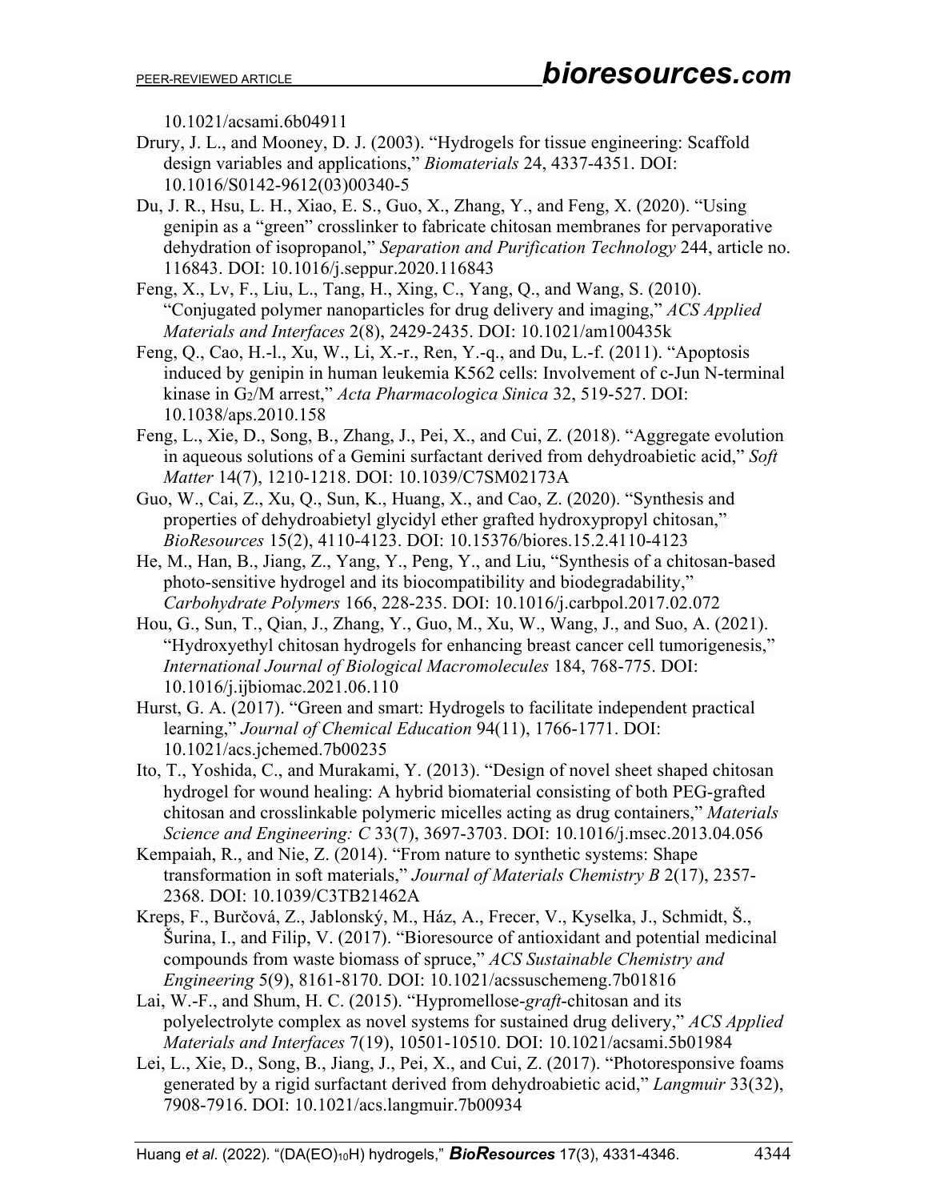10.1021/acsami.6b04911

Drury, J. L., and Mooney, D. J. (2003). "Hydrogels for tissue engineering: Scaffold design variables and applications," *Biomaterials* 24, 4337-4351. DOI: 10.1016/S0142-9612(03)00340-5

Du, J. R., Hsu, L. H., Xiao, E. S., Guo, X., Zhang, Y., and Feng, X. (2020). "Using genipin as a "green" crosslinker to fabricate chitosan membranes for pervaporative dehydration of isopropanol," *Separation and Purification Technology* 244, article no. 116843. DOI: 10.1016/j.seppur.2020.116843

Feng, X., Lv, F., Liu, L., Tang, H., Xing, C., Yang, Q., and Wang, S. (2010). "Conjugated polymer nanoparticles for drug delivery and imaging," *ACS Applied Materials and Interfaces* 2(8), 2429-2435. DOI: 10.1021/am100435k

Feng, Q., Cao, H.-l., Xu, W., Li, X.-r., Ren, Y.-q., and Du, L.-f. (2011). "Apoptosis induced by genipin in human leukemia K562 cells: Involvement of c-Jun N-terminal kinase in $G_2$/M arrest," *Acta Pharmacologica Sinica* 32, 519-527. DOI: 10.1038/aps.2010.158

Feng, L., Xie, D., Song, B., Zhang, J., Pei, X., and Cui, Z. (2018). "Aggregate evolution in aqueous solutions of a Gemini surfactant derived from dehydroabietic acid," *Soft Matter* 14(7), 1210-1218. DOI: 10.1039/C7SM02173A

Guo, W., Cai, Z., Xu, Q., Sun, K., Huang, X., and Cao, Z. (2020). "Synthesis and properties of dehydroabietyl glycidyl ether grafted hydroxypropyl chitosan," *BioResources* 15(2), 4110-4123. DOI: 10.15376/biores.15.2.4110-4123

He, M., Han, B., Jiang, Z., Yang, Y., Peng, Y., and Liu, "Synthesis of a chitosan-based photo-sensitive hydrogel and its biocompatibility and biodegradability," *Carbohydrate Polymers* 166, 228-235. DOI: 10.1016/j.carbpol.2017.02.072

Hou, G., Sun, T., Qian, J., Zhang, Y., Guo, M., Xu, W., Wang, J., and Suo, A. (2021). "Hydroxyethyl chitosan hydrogels for enhancing breast cancer cell tumorigenesis," *International Journal of Biological Macromolecules* 184, 768-775. DOI: 10.1016/j.ijbiomac.2021.06.110

Hurst, G. A. (2017). "Green and smart: Hydrogels to facilitate independent practical learning," *Journal of Chemical Education* 94(11), 1766-1771. DOI: 10.1021/acs.jchemed.7b00235

Ito, T., Yoshida, C., and Murakami, Y. (2013). "Design of novel sheet shaped chitosan hydrogel for wound healing: A hybrid biomaterial consisting of both PEG-grafted chitosan and crosslinkable polymeric micelles acting as drug containers," *Materials Science and Engineering: C* 33(7), 3697-3703. DOI: 10.1016/j.msec.2013.04.056

Kempaiah, R., and Nie, Z. (2014). "From nature to synthetic systems: Shape transformation in soft materials," *Journal of Materials Chemistry B* 2(17), 2357-2368. DOI: 10.1039/C3TB21462A

Kreps, F., Burčová, Z., Jablonský, M., Ház, A., Frecer, V., Kyselka, J., Schmidt, Š., Šurina, I., and Filip, V. (2017). "Bioresource of antioxidant and potential medicinal compounds from waste biomass of spruce," *ACS Sustainable Chemistry and Engineering* 5(9), 8161-8170. DOI: 10.1021/acssuschemeng.7b01816

Lai, W.-F., and Shum, H. C. (2015). "Hypromellose-*graft*-chitosan and its polyelectrolyte complex as novel systems for sustained drug delivery," *ACS Applied Materials and Interfaces* 7(19), 10501-10510. DOI: 10.1021/acsami.5b01984

Lei, L., Xie, D., Song, B., Jiang, J., Pei, X., and Cui, Z. (2017). "Photoresponsive foams generated by a rigid surfactant derived from dehydroabietic acid," *Langmuir* 33(32), 7908-7916. DOI: 10.1021/acs.langmuir.7b00934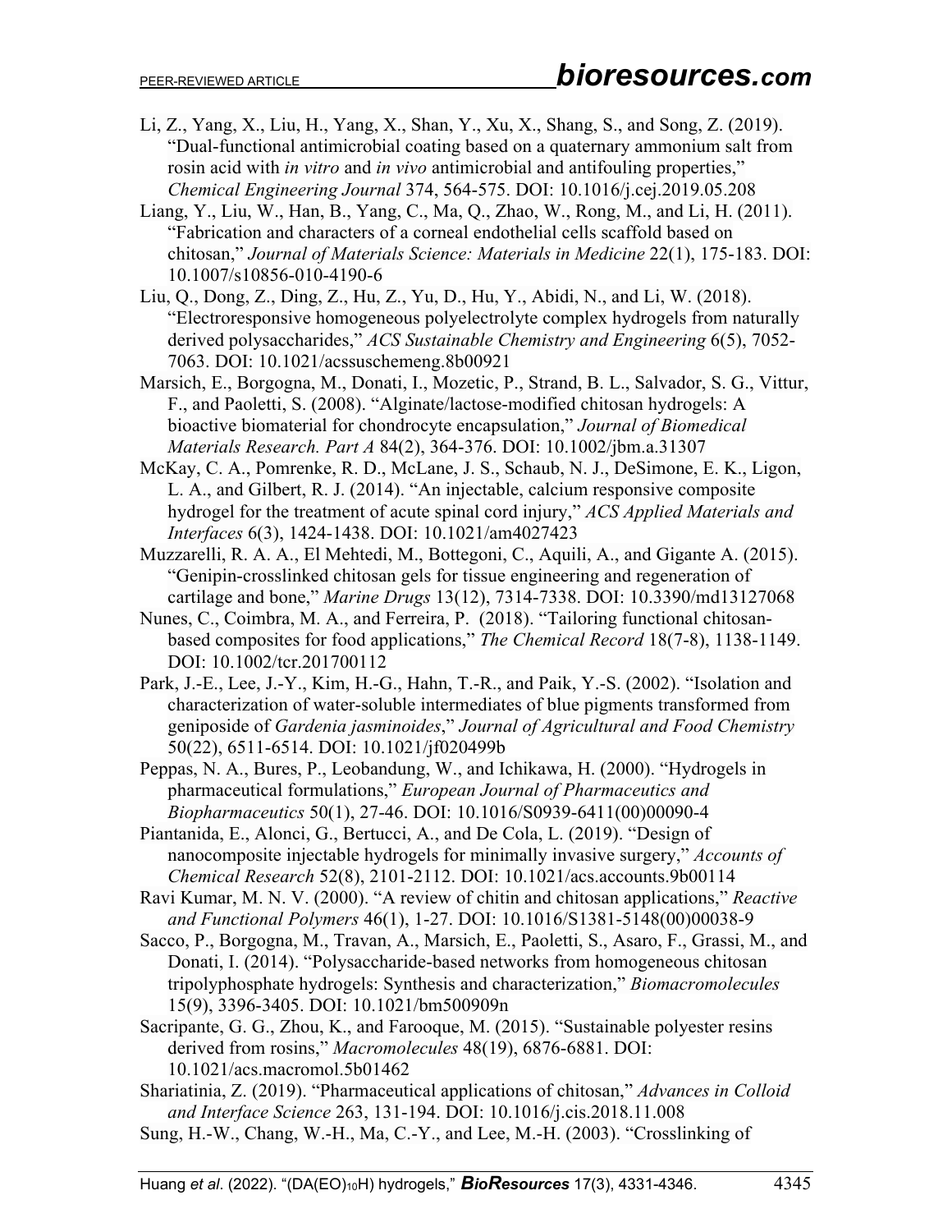Li, Z., Yang, X., Liu, H., Yang, X., Shan, Y., Xu, X., Shang, S., and Song, Z. (2019). "Dual-functional antimicrobial coating based on a quaternary ammonium salt from rosin acid with *in vitro* and *in vivo* antimicrobial and antifouling properties," *Chemical Engineering Journal* 374, 564-575. DOI: 10.1016/j.cej.2019.05.208

Liang, Y., Liu, W., Han, B., Yang, C., Ma, Q., Zhao, W., Rong, M., and Li, H. (2011). "Fabrication and characters of a corneal endothelial cells scaffold based on chitosan," *Journal of Materials Science: Materials in Medicine* 22(1), 175-183. DOI: 10.1007/s10856-010-4190-6

Liu, Q., Dong, Z., Ding, Z., Hu, Z., Yu, D., Hu, Y., Abidi, N., and Li, W. (2018). "Electroresponsive homogeneous polyelectrolyte complex hydrogels from naturally derived polysaccharides," *ACS Sustainable Chemistry and Engineering* 6(5), 7052-7063. DOI: 10.1021/acssuschemeng.8b00921

Marsich, E., Borgogna, M., Donati, I., Mozetic, P., Strand, B. L., Salvador, S. G., Vittur, F., and Paoletti, S. (2008). "Alginate/lactose-modified chitosan hydrogels: A bioactive biomaterial for chondrocyte encapsulation," *Journal of Biomedical Materials Research. Part A* 84(2), 364-376. DOI: 10.1002/jbm.a.31307

McKay, C. A., Pomrenke, R. D., McLane, J. S., Schaub, N. J., DeSimone, E. K., Ligon, L. A., and Gilbert, R. J. (2014). "An injectable, calcium responsive composite hydrogel for the treatment of acute spinal cord injury," *ACS Applied Materials and Interfaces* 6(3), 1424-1438. DOI: 10.1021/am4027423

Muzzarelli, R. A. A., El Mehtedi, M., Bottegoni, C., Aquili, A., and Gigante A. (2015). "Genipin-crosslinked chitosan gels for tissue engineering and regeneration of cartilage and bone," *Marine Drugs* 13(12), 7314-7338. DOI: 10.3390/md13127068

Nunes, C., Coimbra, M. A., and Ferreira, P. (2018). "Tailoring functional chitosan-based composites for food applications," *The Chemical Record* 18(7-8), 1138-1149. DOI: 10.1002/tcr.201700112

Park, J.-E., Lee, J.-Y., Kim, H.-G., Hahn, T.-R., and Paik, Y.-S. (2002). "Isolation and characterization of water-soluble intermediates of blue pigments transformed from geniposide of *Gardenia jasminoides*," *Journal of Agricultural and Food Chemistry* 50(22), 6511-6514. DOI: 10.1021/jf020499b

Peppas, N. A., Bures, P., Leobandung, W., and Ichikawa, H. (2000). "Hydrogels in pharmaceutical formulations," *European Journal of Pharmaceutics and Biopharmaceutics* 50(1), 27-46. DOI: 10.1016/S0939-6411(00)00090-4

Piantanida, E., Alonci, G., Bertucci, A., and De Cola, L. (2019). "Design of nanocomposite injectable hydrogels for minimally invasive surgery," *Accounts of Chemical Research* 52(8), 2101-2112. DOI: 10.1021/acs.accounts.9b00114

Ravi Kumar, M. N. V. (2000). "A review of chitin and chitosan applications," *Reactive and Functional Polymers* 46(1), 1-27. DOI: 10.1016/S1381-5148(00)00038-9

Sacco, P., Borgogna, M., Travan, A., Marsich, E., Paoletti, S., Asaro, F., Grassi, M., and Donati, I. (2014). "Polysaccharide-based networks from homogeneous chitosan tripolyphosphate hydrogels: Synthesis and characterization," *Biomacromolecules* 15(9), 3396-3405. DOI: 10.1021/bm500909n

Sacripante, G. G., Zhou, K., and Farooque, M. (2015). "Sustainable polyester resins derived from rosins," *Macromolecules* 48(19), 6876-6881. DOI: 10.1021/acs.macromol.5b01462

Shariatinia, Z. (2019). "Pharmaceutical applications of chitosan," *Advances in Colloid and Interface Science* 263, 131-194. DOI: 10.1016/j.cis.2018.11.008

Sung, H.-W., Chang, W.-H., Ma, C.-Y., and Lee, M.-H. (2003). "Crosslinking of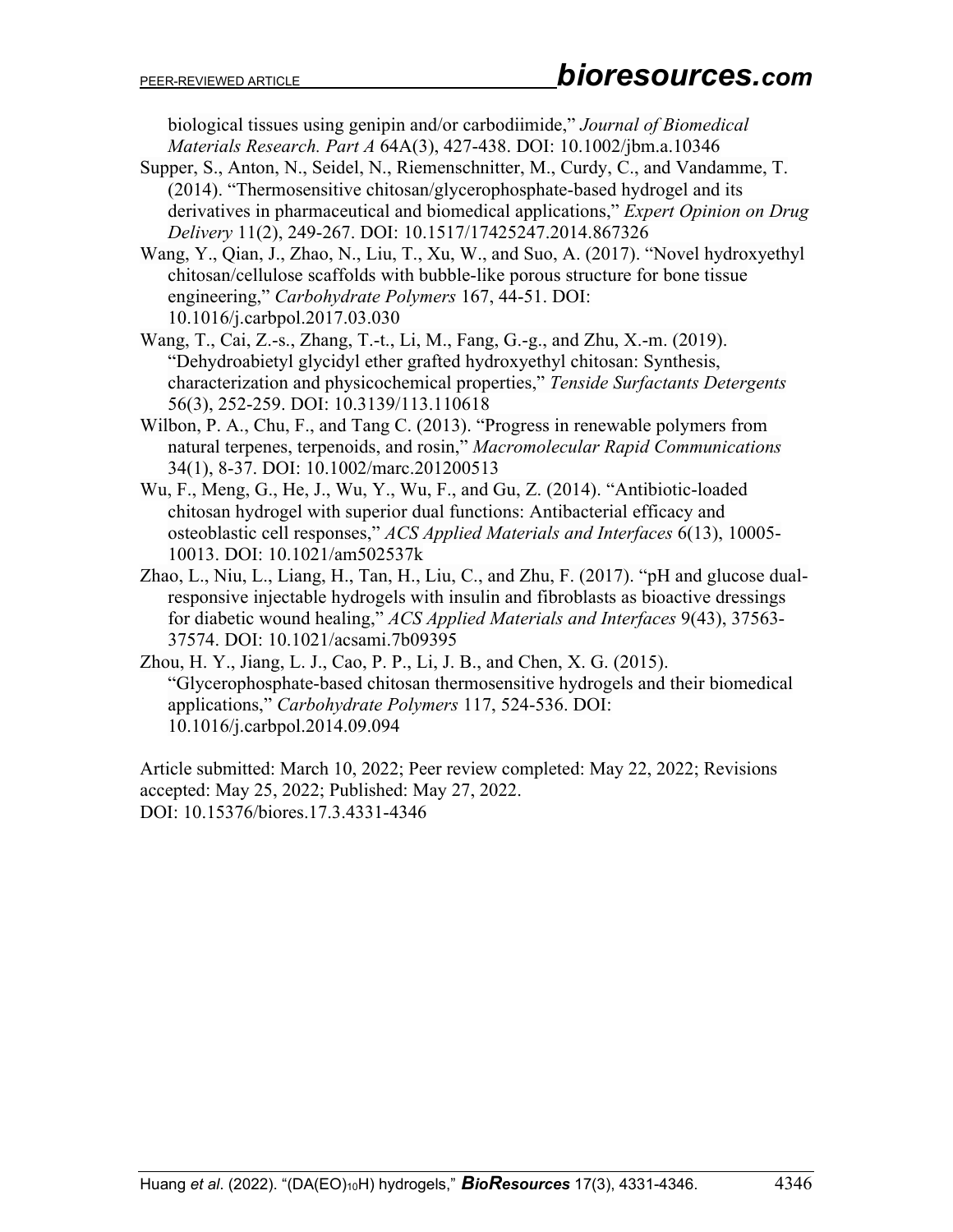biological tissues using genipin and/or carbodiimide," *Journal of Biomedical Materials Research. Part A* 64A(3), 427-438. DOI: 10.1002/jbm.a.10346

Supper, S., Anton, N., Seidel, N., Riemenschnitter, M., Curdy, C., and Vandamme, T. (2014). "Thermosensitive chitosan/glycerophosphate-based hydrogel and its derivatives in pharmaceutical and biomedical applications," *Expert Opinion on Drug Delivery* 11(2), 249-267. DOI: 10.1517/17425247.2014.867326

Wang, Y., Qian, J., Zhao, N., Liu, T., Xu, W., and Suo, A. (2017). "Novel hydroxyethyl chitosan/cellulose scaffolds with bubble-like porous structure for bone tissue engineering," *Carbohydrate Polymers* 167, 44-51. DOI: 10.1016/j.carbpol.2017.03.030

Wang, T., Cai, Z.-s., Zhang, T.-t., Li, M., Fang, G.-g., and Zhu, X.-m. (2019). "Dehydroabietyl glycidyl ether grafted hydroxyethyl chitosan: Synthesis, characterization and physicochemical properties," *Tenside Surfactants Detergents* 56(3), 252-259. DOI: 10.3139/113.110618

Wilbon, P. A., Chu, F., and Tang C. (2013). "Progress in renewable polymers from natural terpenes, terpenoids, and rosin," *Macromolecular Rapid Communications* 34(1), 8-37. DOI: 10.1002/marc.201200513

Wu, F., Meng, G., He, J., Wu, Y., Wu, F., and Gu, Z. (2014). "Antibiotic-loaded chitosan hydrogel with superior dual functions: Antibacterial efficacy and osteoblastic cell responses," *ACS Applied Materials and Interfaces* 6(13), 10005-10013. DOI: 10.1021/am502537k

Zhao, L., Niu, L., Liang, H., Tan, H., Liu, C., and Zhu, F. (2017). "pH and glucose dual-responsive injectable hydrogels with insulin and fibroblasts as bioactive dressings for diabetic wound healing," *ACS Applied Materials and Interfaces* 9(43), 37563-37574. DOI: 10.1021/acsami.7b09395

Zhou, H. Y., Jiang, L. J., Cao, P. P., Li, J. B., and Chen, X. G. (2015). "Glycerophosphate-based chitosan thermosensitive hydrogels and their biomedical applications," *Carbohydrate Polymers* 117, 524-536. DOI: 10.1016/j.carbpol.2014.09.094

Article submitted: March 10, 2022; Peer review completed: May 22, 2022; Revisions accepted: May 25, 2022; Published: May 27, 2022.
DOI: 10.15376/biores.17.3.4331-4346